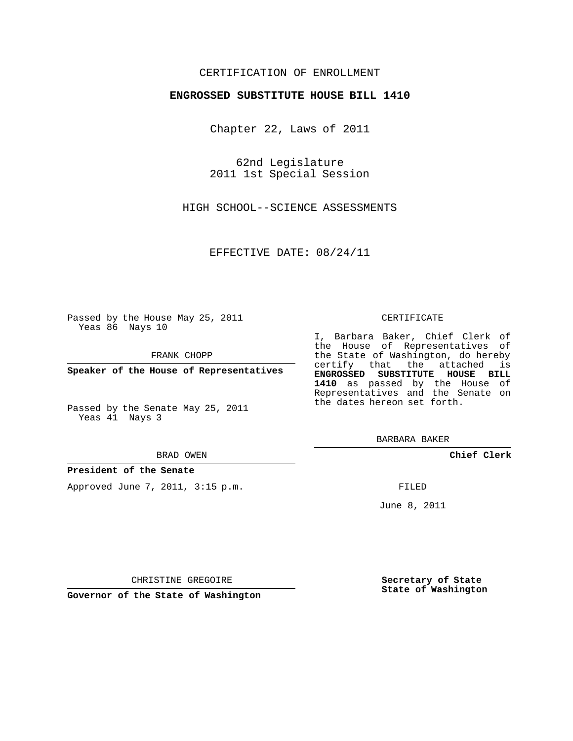CERTIFICATION OF ENROLLMENT

**ENGROSSED SUBSTITUTE HOUSE BILL 1410**

Chapter 22, Laws of 2011

62nd Legislature
2011 1st Special Session

HIGH SCHOOL--SCIENCE ASSESSMENTS

EFFECTIVE DATE: 08/24/11

Passed by the House May 25, 2011
Yeas 86 Nays 10

FRANK CHOPP

**Speaker of the House of Representatives**

Passed by the Senate May 25, 2011
Yeas 41 Nays 3

BRAD OWEN

**President of the Senate**

Approved June 7, 2011, 3:15 p.m.

CHRISTINE GREGOIRE

**Governor of the State of Washington**

CERTIFICATE

I, Barbara Baker, Chief Clerk of the House of Representatives of the State of Washington, do hereby certify that the attached is **ENGROSSED SUBSTITUTE HOUSE BILL 1410** as passed by the House of Representatives and the Senate on the dates hereon set forth.

BARBARA BAKER

**Chief Clerk**

FILED

June 8, 2011

**Secretary of State**
**State of Washington**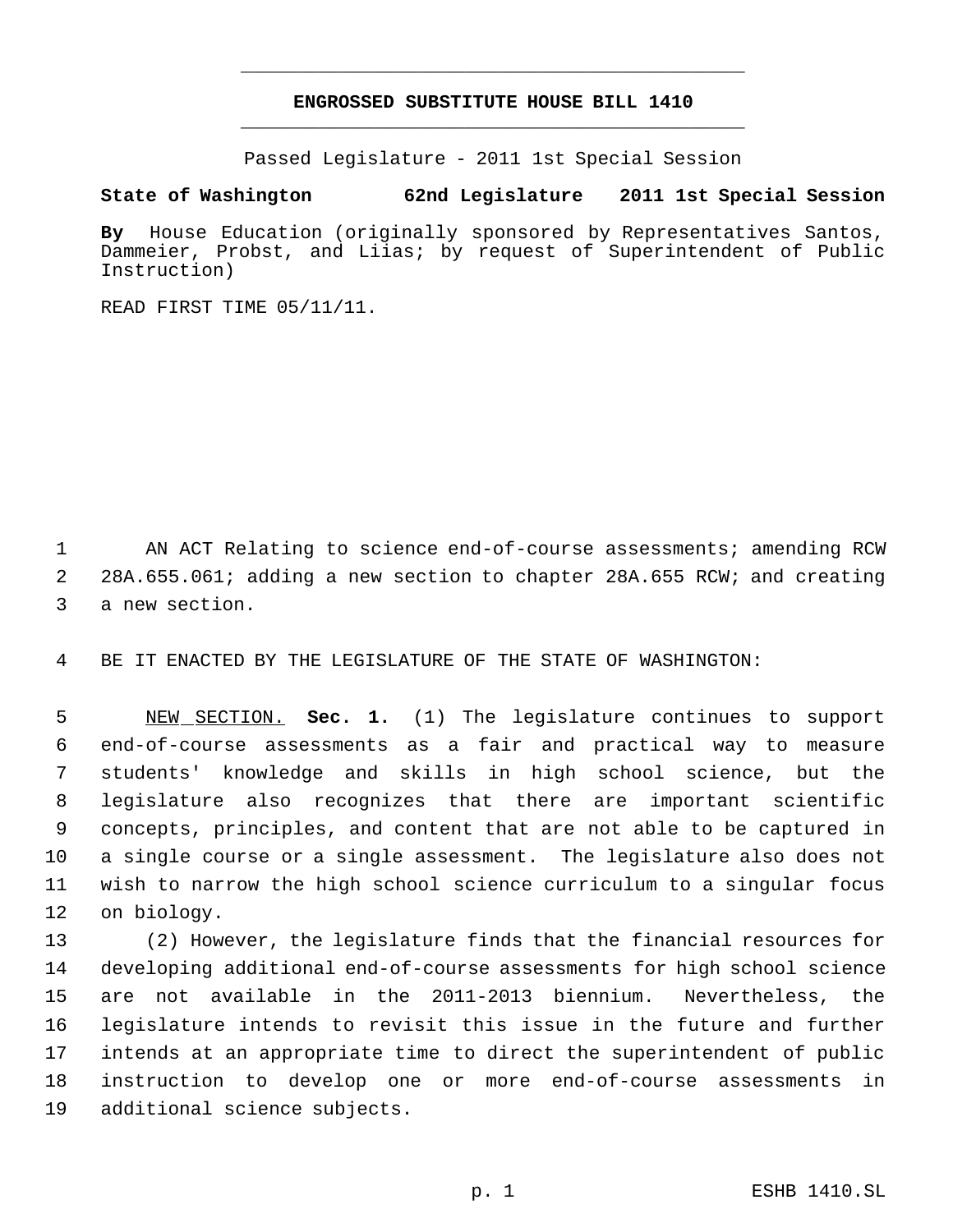# ENGROSSED SUBSTITUTE HOUSE BILL 1410

Passed Legislature - 2011 1st Special Session

**State of Washington 62nd Legislature 2011 1st Special Session**

**By** House Education (originally sponsored by Representatives Santos, Dammeier, Probst, and Liias; by request of Superintendent of Public Instruction)

READ FIRST TIME 05/11/11.

AN ACT Relating to science end-of-course assessments; amending RCW 28A.655.061; adding a new section to chapter 28A.655 RCW; and creating a new section.

BE IT ENACTED BY THE LEGISLATURE OF THE STATE OF WASHINGTON:

NEW SECTION. **Sec. 1.** (1) The legislature continues to support end-of-course assessments as a fair and practical way to measure students' knowledge and skills in high school science, but the legislature also recognizes that there are important scientific concepts, principles, and content that are not able to be captured in a single course or a single assessment. The legislature also does not wish to narrow the high school science curriculum to a singular focus on biology.

(2) However, the legislature finds that the financial resources for developing additional end-of-course assessments for high school science are not available in the 2011-2013 biennium. Nevertheless, the legislature intends to revisit this issue in the future and further intends at an appropriate time to direct the superintendent of public instruction to develop one or more end-of-course assessments in additional science subjects.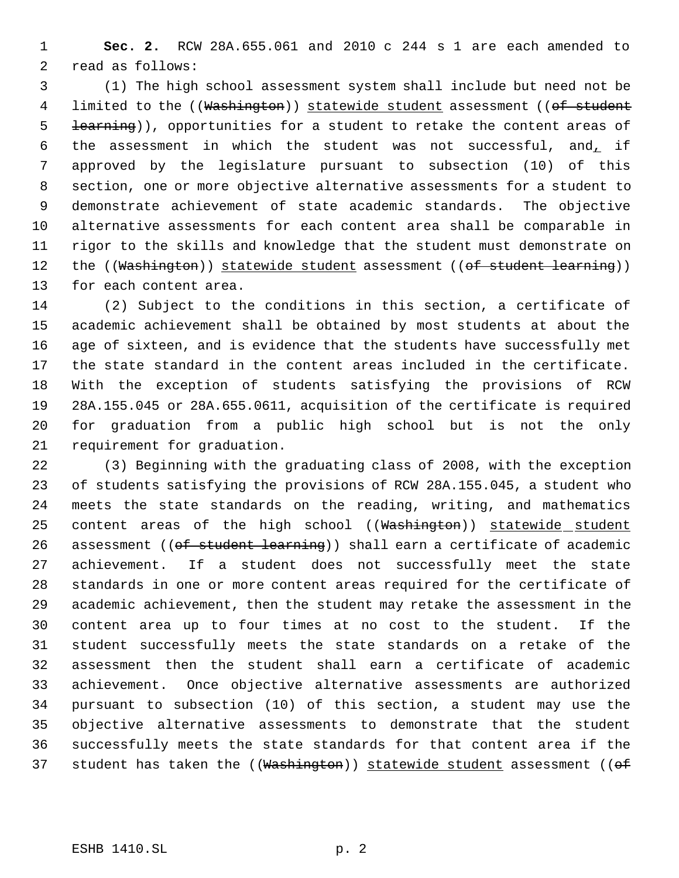**Sec. 2.** RCW 28A.655.061 and 2010 c 244 s 1 are each amended to read as follows:

(1) The high school assessment system shall include but need not be limited to the ((~~Washington~~)) <u>statewide student</u> assessment ((~~of student learning~~)), opportunities for a student to retake the content areas of the assessment in which the student was not successful, and<u>,</u> if approved by the legislature pursuant to subsection (10) of this section, one or more objective alternative assessments for a student to demonstrate achievement of state academic standards. The objective alternative assessments for each content area shall be comparable in rigor to the skills and knowledge that the student must demonstrate on the ((~~Washington~~)) <u>statewide student</u> assessment ((~~of student learning~~)) for each content area.

(2) Subject to the conditions in this section, a certificate of academic achievement shall be obtained by most students at about the age of sixteen, and is evidence that the students have successfully met the state standard in the content areas included in the certificate. With the exception of students satisfying the provisions of RCW 28A.155.045 or 28A.655.0611, acquisition of the certificate is required for graduation from a public high school but is not the only requirement for graduation.

(3) Beginning with the graduating class of 2008, with the exception of students satisfying the provisions of RCW 28A.155.045, a student who meets the state standards on the reading, writing, and mathematics content areas of the high school ((~~Washington~~)) <u>statewide student</u> assessment ((~~of student learning~~)) shall earn a certificate of academic achievement. If a student does not successfully meet the state standards in one or more content areas required for the certificate of academic achievement, then the student may retake the assessment in the content area up to four times at no cost to the student. If the student successfully meets the state standards on a retake of the assessment then the student shall earn a certificate of academic achievement. Once objective alternative assessments are authorized pursuant to subsection (10) of this section, a student may use the objective alternative assessments to demonstrate that the student successfully meets the state standards for that content area if the student has taken the ((~~Washington~~)) <u>statewide student</u> assessment ((~~of~~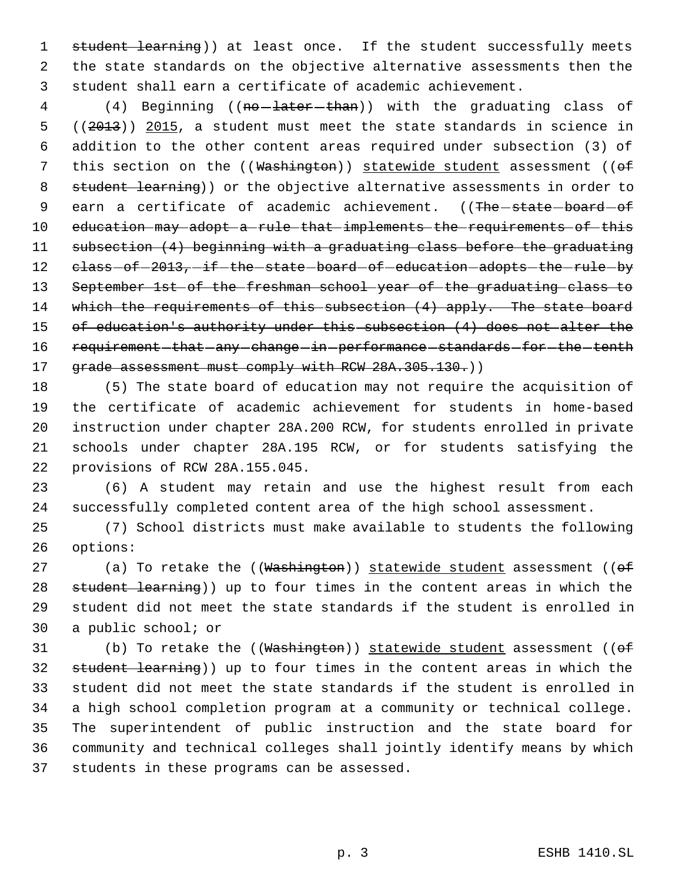student learning)) at least once. If the student successfully meets the state standards on the objective alternative assessments then the student shall earn a certificate of academic achievement.

(4) Beginning ((no later than)) with the graduating class of ((2013)) 2015, a student must meet the state standards in science in addition to the other content areas required under subsection (3) of this section on the ((Washington)) statewide student assessment ((of student learning)) or the objective alternative assessments in order to earn a certificate of academic achievement. ((The state board of education may adopt a rule that implements the requirements of this subsection (4) beginning with a graduating class before the graduating class of 2013, if the state board of education adopts the rule by September 1st of the freshman school year of the graduating class to which the requirements of this subsection (4) apply. The state board of education's authority under this subsection (4) does not alter the requirement that any change in performance standards for the tenth grade assessment must comply with RCW 28A.305.130.))

(5) The state board of education may not require the acquisition of the certificate of academic achievement for students in home-based instruction under chapter 28A.200 RCW, for students enrolled in private schools under chapter 28A.195 RCW, or for students satisfying the provisions of RCW 28A.155.045.

(6) A student may retain and use the highest result from each successfully completed content area of the high school assessment.

(7) School districts must make available to students the following options:

(a) To retake the ((Washington)) statewide student assessment ((of student learning)) up to four times in the content areas in which the student did not meet the state standards if the student is enrolled in a public school; or

(b) To retake the ((Washington)) statewide student assessment ((of student learning)) up to four times in the content areas in which the student did not meet the state standards if the student is enrolled in a high school completion program at a community or technical college. The superintendent of public instruction and the state board for community and technical colleges shall jointly identify means by which students in these programs can be assessed.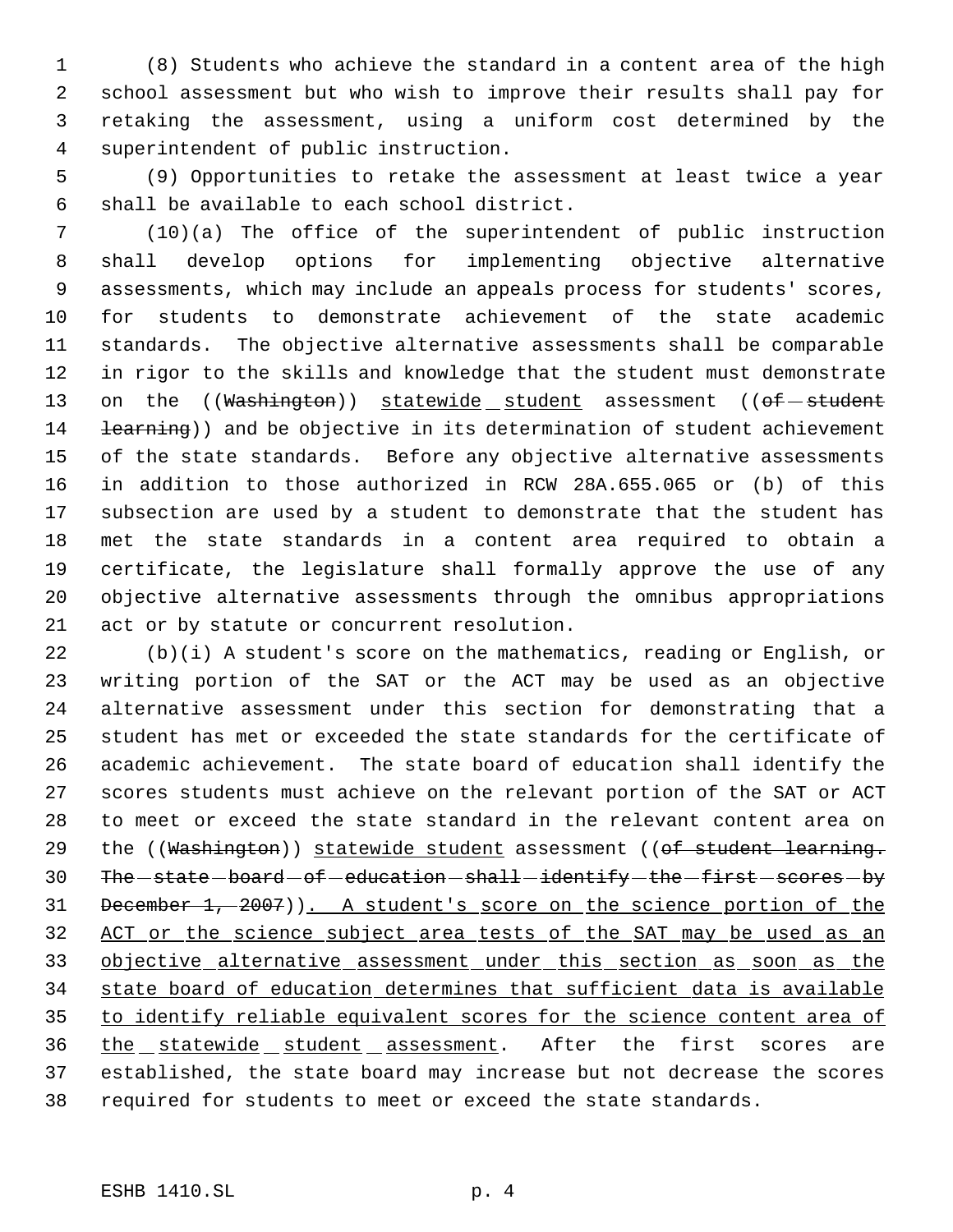(8) Students who achieve the standard in a content area of the high school assessment but who wish to improve their results shall pay for retaking the assessment, using a uniform cost determined by the superintendent of public instruction.

(9) Opportunities to retake the assessment at least twice a year shall be available to each school district.

(10)(a) The office of the superintendent of public instruction shall develop options for implementing objective alternative assessments, which may include an appeals process for students' scores, for students to demonstrate achievement of the state academic standards. The objective alternative assessments shall be comparable in rigor to the skills and knowledge that the student must demonstrate on the ((~~Washington~~)) <u>statewide student</u> assessment ((~~of student learning~~)) and be objective in its determination of student achievement of the state standards. Before any objective alternative assessments in addition to those authorized in RCW 28A.655.065 or (b) of this subsection are used by a student to demonstrate that the student has met the state standards in a content area required to obtain a certificate, the legislature shall formally approve the use of any objective alternative assessments through the omnibus appropriations act or by statute or concurrent resolution.

(b)(i) A student's score on the mathematics, reading or English, or writing portion of the SAT or the ACT may be used as an objective alternative assessment under this section for demonstrating that a student has met or exceeded the state standards for the certificate of academic achievement. The state board of education shall identify the scores students must achieve on the relevant portion of the SAT or ACT to meet or exceed the state standard in the relevant content area on the ((~~Washington~~)) <u>statewide student</u> assessment ((~~of student learning. The state board of education shall identify the first scores by December 1, 2007~~))<u>. A student's score on the science portion of the ACT or the science subject area tests of the SAT may be used as an objective alternative assessment under this section as soon as the state board of education determines that sufficient data is available to identify reliable equivalent scores for the science content area of the statewide student assessment</u>. After the first scores are established, the state board may increase but not decrease the scores required for students to meet or exceed the state standards.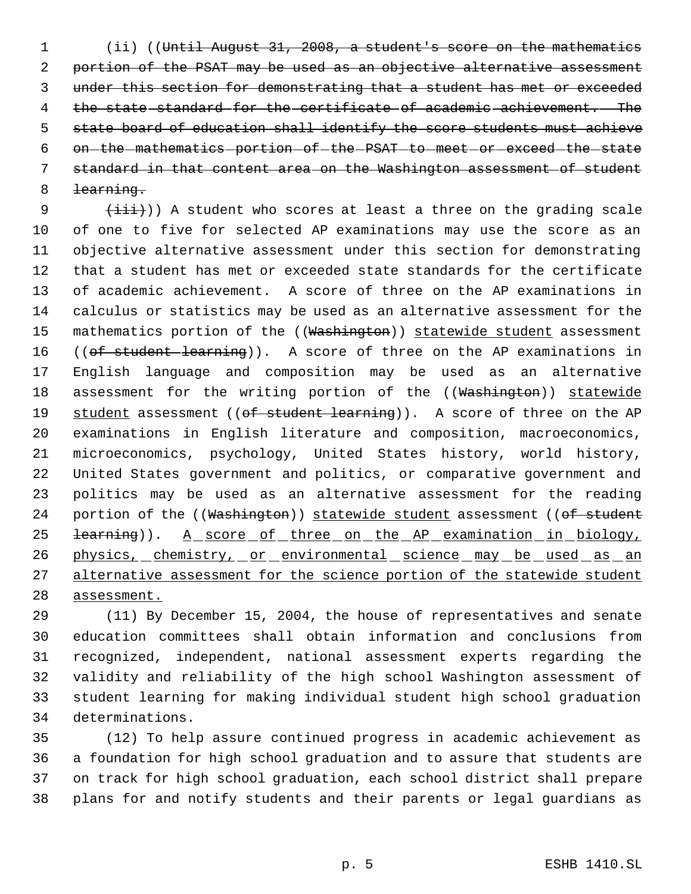(ii) ((~~Until August 31, 2008, a student's score on the mathematics portion of the PSAT may be used as an objective alternative assessment under this section for demonstrating that a student has met or exceeded the state standard for the certificate of academic achievement. The state board of education shall identify the score students must achieve on the mathematics portion of the PSAT to meet or exceed the state standard in that content area on the Washington assessment of student learning.~~

~~(iii)~~)) A student who scores at least a three on the grading scale of one to five for selected AP examinations may use the score as an objective alternative assessment under this section for demonstrating that a student has met or exceeded state standards for the certificate of academic achievement. A score of three on the AP examinations in calculus or statistics may be used as an alternative assessment for the mathematics portion of the ((~~Washington~~)) <u>statewide student</u> assessment ((~~of student learning~~)). A score of three on the AP examinations in English language and composition may be used as an alternative assessment for the writing portion of the ((~~Washington~~)) <u>statewide student</u> assessment ((~~of student learning~~)). A score of three on the AP examinations in English literature and composition, macroeconomics, microeconomics, psychology, United States history, world history, United States government and politics, or comparative government and politics may be used as an alternative assessment for the reading portion of the ((~~Washington~~)) <u>statewide student</u> assessment ((~~of student learning~~)). <u>A score of three on the AP examination in biology, physics, chemistry, or environmental science may be used as an alternative assessment for the science portion of the statewide student assessment.</u>

(11) By December 15, 2004, the house of representatives and senate education committees shall obtain information and conclusions from recognized, independent, national assessment experts regarding the validity and reliability of the high school Washington assessment of student learning for making individual student high school graduation determinations.

(12) To help assure continued progress in academic achievement as a foundation for high school graduation and to assure that students are on track for high school graduation, each school district shall prepare plans for and notify students and their parents or legal guardians as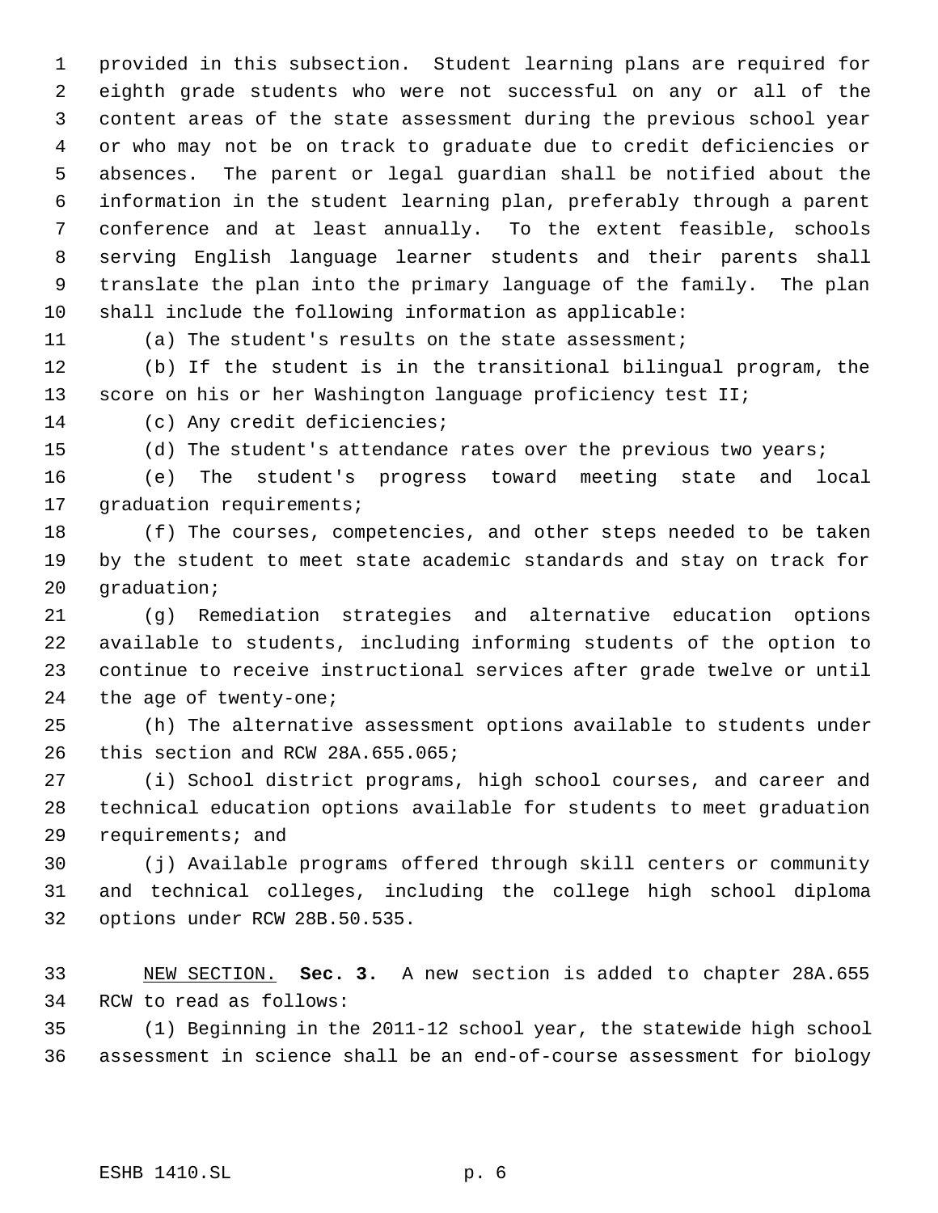provided in this subsection. Student learning plans are required for eighth grade students who were not successful on any or all of the content areas of the state assessment during the previous school year or who may not be on track to graduate due to credit deficiencies or absences. The parent or legal guardian shall be notified about the information in the student learning plan, preferably through a parent conference and at least annually. To the extent feasible, schools serving English language learner students and their parents shall translate the plan into the primary language of the family. The plan shall include the following information as applicable:

(a) The student's results on the state assessment;

(b) If the student is in the transitional bilingual program, the score on his or her Washington language proficiency test II;

(c) Any credit deficiencies;

(d) The student's attendance rates over the previous two years;

(e) The student's progress toward meeting state and local graduation requirements;

(f) The courses, competencies, and other steps needed to be taken by the student to meet state academic standards and stay on track for graduation;

(g) Remediation strategies and alternative education options available to students, including informing students of the option to continue to receive instructional services after grade twelve or until the age of twenty-one;

(h) The alternative assessment options available to students under this section and RCW 28A.655.065;

(i) School district programs, high school courses, and career and technical education options available for students to meet graduation requirements; and

(j) Available programs offered through skill centers or community and technical colleges, including the college high school diploma options under RCW 28B.50.535.

NEW SECTION. **Sec. 3.** A new section is added to chapter 28A.655 RCW to read as follows:

(1) Beginning in the 2011-12 school year, the statewide high school assessment in science shall be an end-of-course assessment for biology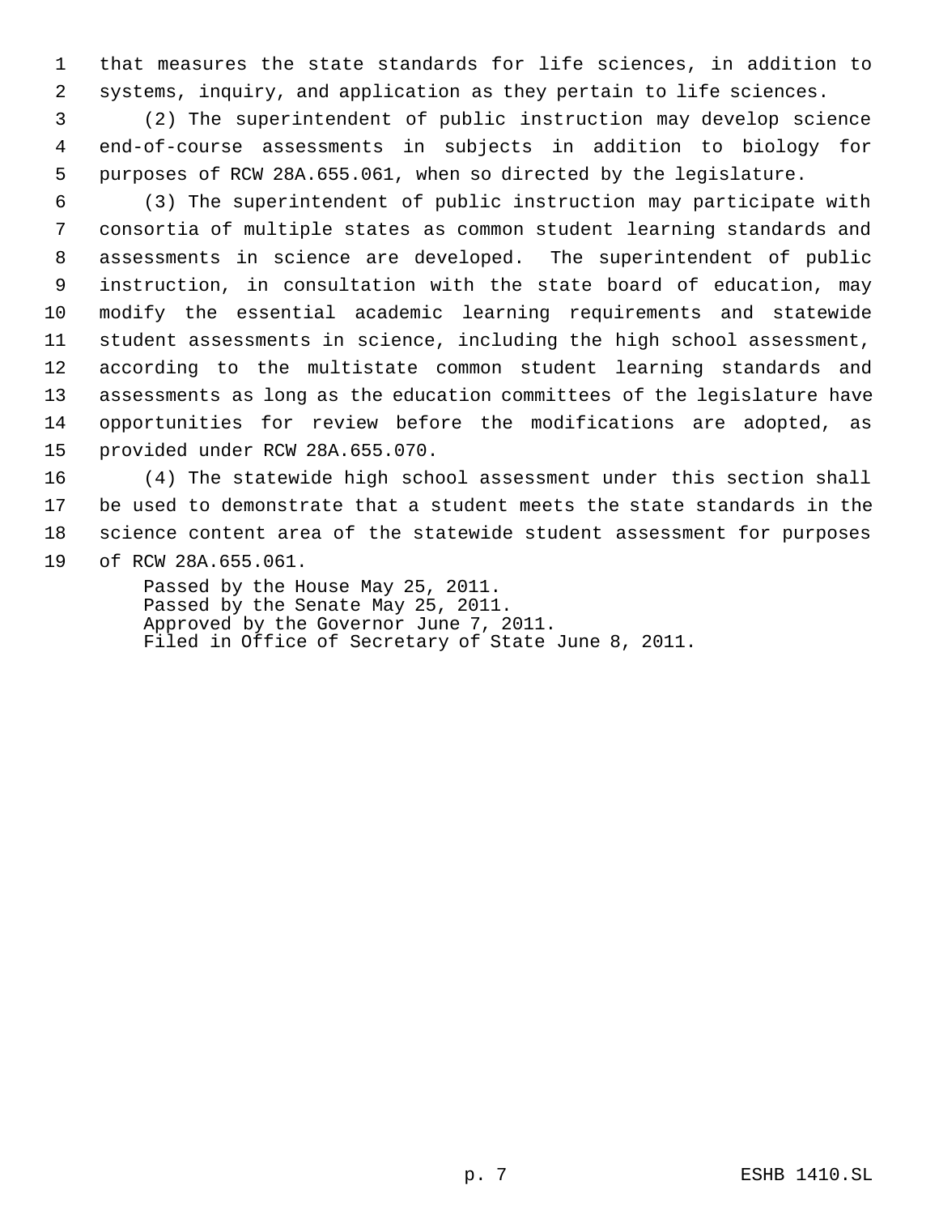that measures the state standards for life sciences, in addition to systems, inquiry, and application as they pertain to life sciences.

(2) The superintendent of public instruction may develop science end-of-course assessments in subjects in addition to biology for purposes of RCW 28A.655.061, when so directed by the legislature.

(3) The superintendent of public instruction may participate with consortia of multiple states as common student learning standards and assessments in science are developed. The superintendent of public instruction, in consultation with the state board of education, may modify the essential academic learning requirements and statewide student assessments in science, including the high school assessment, according to the multistate common student learning standards and assessments as long as the education committees of the legislature have opportunities for review before the modifications are adopted, as provided under RCW 28A.655.070.

(4) The statewide high school assessment under this section shall be used to demonstrate that a student meets the state standards in the science content area of the statewide student assessment for purposes of RCW 28A.655.061.

Passed by the House May 25, 2011.
Passed by the Senate May 25, 2011.
Approved by the Governor June 7, 2011.
Filed in Office of Secretary of State June 8, 2011.